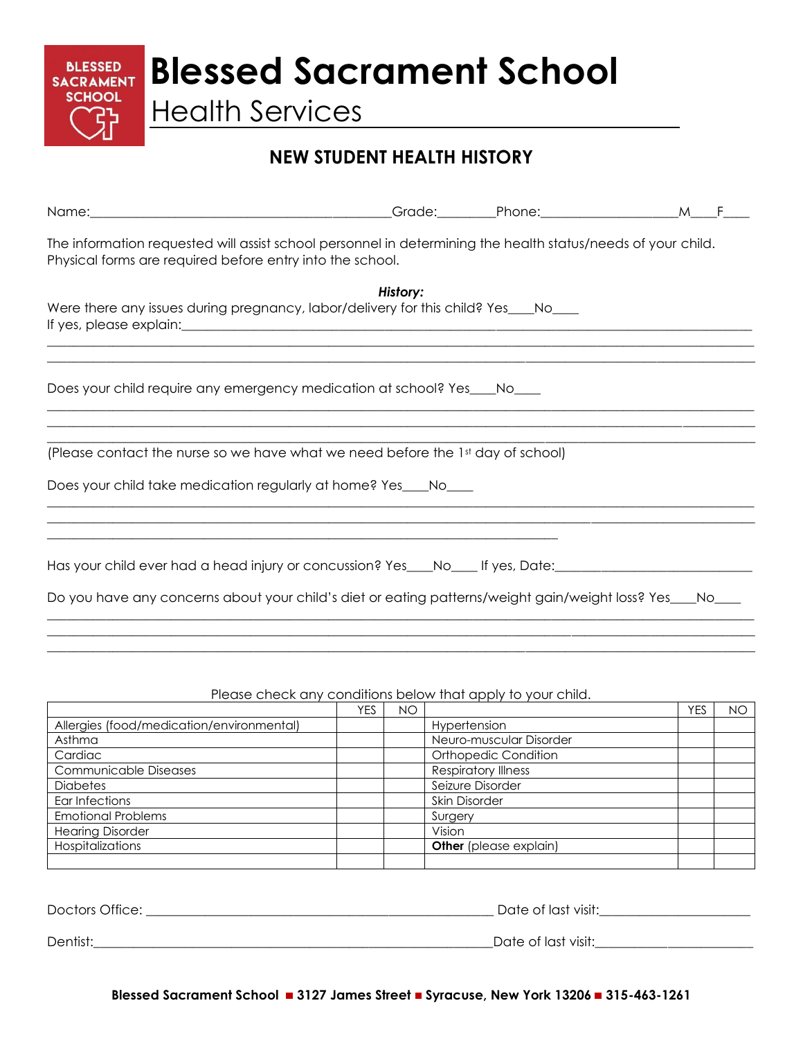BLESSED SACRAMENT SCHOOL

# Blessed Sacrament School

## Health Services

### NEW STUDENT HEALTH HISTORY

Name:____________________________________________Grade:________Phone:____________________M___F___

The information requested will assist school personnel in determining the health status/needs of your child. Physical forms are required before entry into the school.

***History:***

Were there any issues during pregnancy, labor/delivery for this child? Yes___No___
If yes, please explain:________________________________________________________________________________
____________________________________________________________________________________________________
____________________________________________________________________________________________________

Does your child require any emergency medication at school? Yes___No___
____________________________________________________________________________________________________
____________________________________________________________________________________________________
____________________________________________________________________________________________________
(Please contact the nurse so we have what we need before the 1st day of school)

Does your child take medication regularly at home? Yes___No___
____________________________________________________________________________________________________
____________________________________________________________________________________________________
__________________________________________________________________________

Has your child ever had a head injury or concussion? Yes___No___ If yes, Date:_____________________________

Do you have any concerns about your child's diet or eating patterns/weight gain/weight loss? Yes___No___
____________________________________________________________________________________________________
____________________________________________________________________________________________________
____________________________________________________________________________________________________

Please check any conditions below that apply to your child.

| | YES | NO | | YES | NO |
|---|---|---|---|---|---|
| Allergies (food/medication/environmental) | | | Hypertension | | |
| Asthma | | | Neuro-muscular Disorder | | |
| Cardiac | | | Orthopedic Condition | | |
| Communicable Diseases | | | Respiratory Illness | | |
| Diabetes | | | Seizure Disorder | | |
| Ear Infections | | | Skin Disorder | | |
| Emotional Problems | | | Surgery | | |
| Hearing Disorder | | | Vision | | |
| Hospitalizations | | | **Other** (please explain) | | |
| | | | | | |

Doctors Office: __________________________________________________ Date of last visit:______________________

Dentist:__________________________________________________________Date of last visit:________________________

**Blessed Sacrament School ■ 3127 James Street ■ Syracuse, New York 13206 ■ 315-463-1261**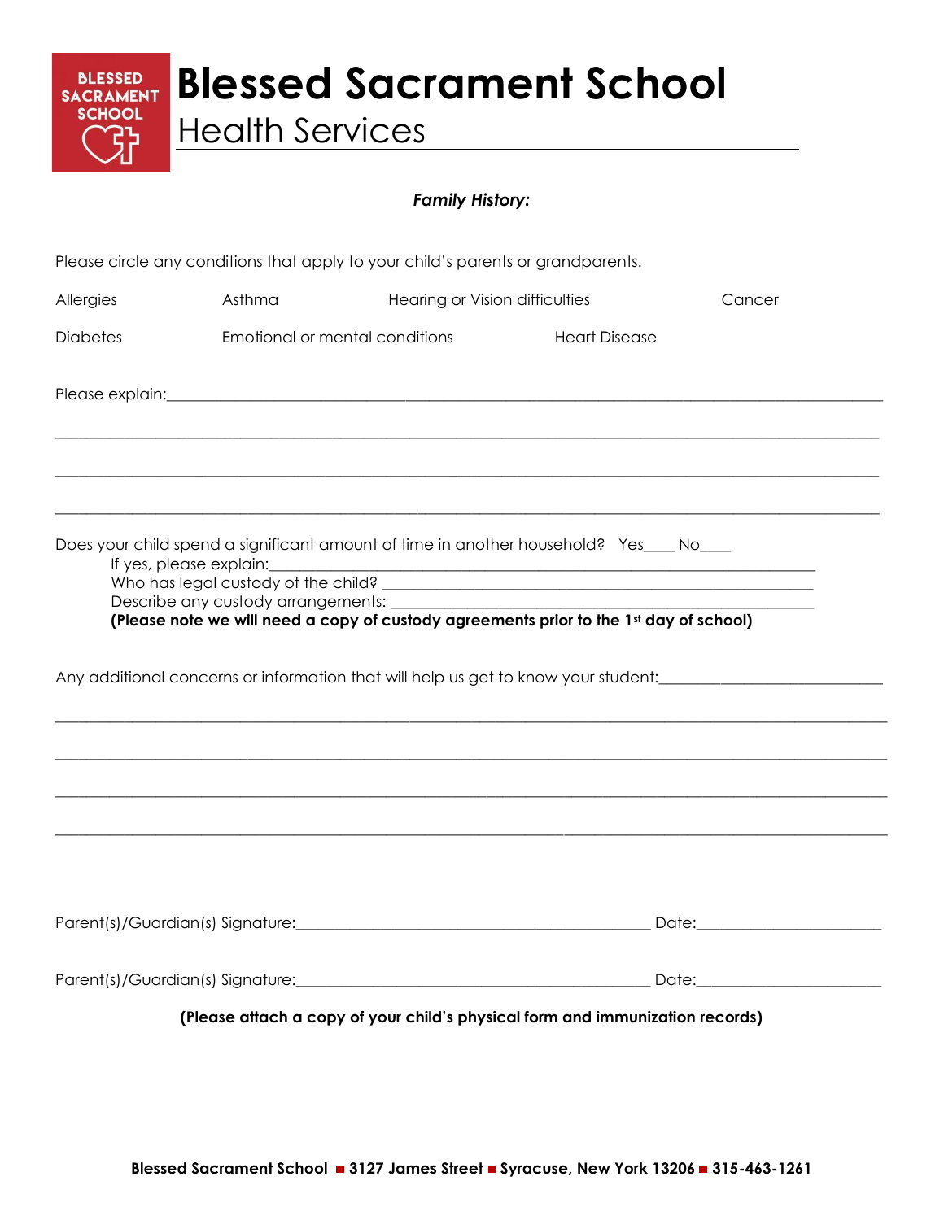# Blessed Sacrament School

## Health Services

***Family History:***

Please circle any conditions that apply to your child's parents or grandparents.

| | | | |
|---|---|---|---|
| Allergies | Asthma | Hearing or Vision difficulties | Cancer |
| Diabetes | Emotional or mental conditions | Heart Disease | |

Please explain:_______________________________________________________________________________

_______________________________________________________________________________________________

_______________________________________________________________________________________________

_______________________________________________________________________________________________

Does your child spend a significant amount of time in another household? Yes____ No____

If yes, please explain:_____________________________________________________________

Who has legal custody of the child? _________________________________________________

Describe any custody arrangements: _________________________________________________

**(Please note we will need a copy of custody agreements prior to the 1st day of school)**

Any additional concerns or information that will help us get to know your student:___________________________

_______________________________________________________________________________________________

_______________________________________________________________________________________________

_______________________________________________________________________________________________

_______________________________________________________________________________________________

Parent(s)/Guardian(s) Signature:_____________________________________ Date:____________________

Parent(s)/Guardian(s) Signature:_____________________________________ Date:____________________

**(Please attach a copy of your child's physical form and immunization records)**

**Blessed Sacrament School ■ 3127 James Street ■ Syracuse, New York 13206 ■ 315-463-1261**